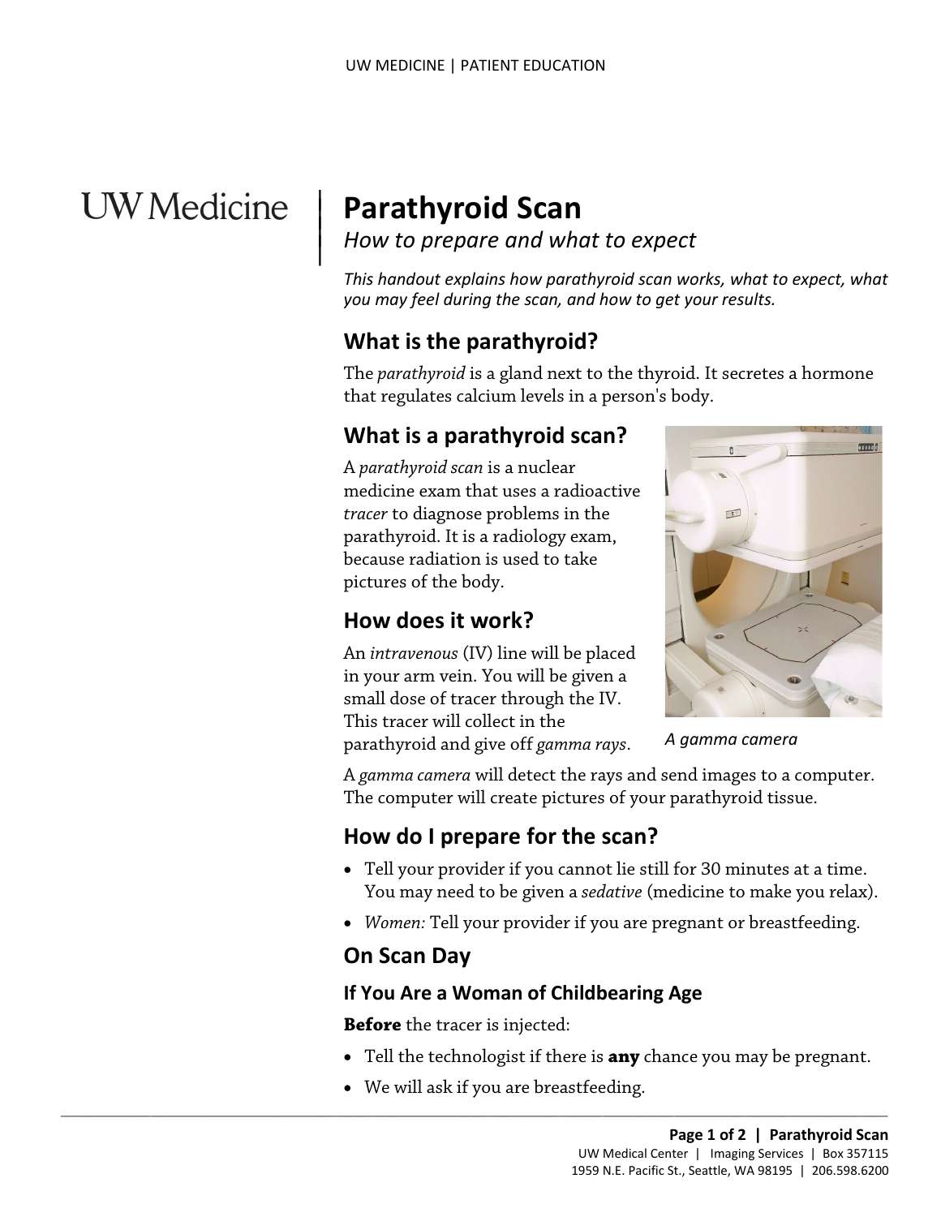# Parathyroid Scan

*How to prepare and what to expect*

*This handout explains how parathyroid scan works, what to expect, what you may feel during the scan, and how to get your results.*

## What is the parathyroid?

The *parathyroid* is a gland next to the thyroid. It secretes a hormone that regulates calcium levels in a person's body.

## What is a parathyroid scan?

A *parathyroid scan* is a nuclear medicine exam that uses a radioactive *tracer* to diagnose problems in the parathyroid. It is a radiology exam, because radiation is used to take pictures of the body.

## How does it work?

An *intravenous* (IV) line will be placed in your arm vein. You will be given a small dose of tracer through the IV. This tracer will collect in the parathyroid and give off *gamma rays*.

*A gamma camera*

A *gamma camera* will detect the rays and send images to a computer. The computer will create pictures of your parathyroid tissue.

## How do I prepare for the scan?

- Tell your provider if you cannot lie still for 30 minutes at a time. You may need to be given a *sedative* (medicine to make you relax).
- *Women:* Tell your provider if you are pregnant or breastfeeding.

## On Scan Day

### If You Are a Woman of Childbearing Age

**Before** the tracer is injected:

- Tell the technologist if there is **any** chance you may be pregnant.
- We will ask if you are breastfeeding.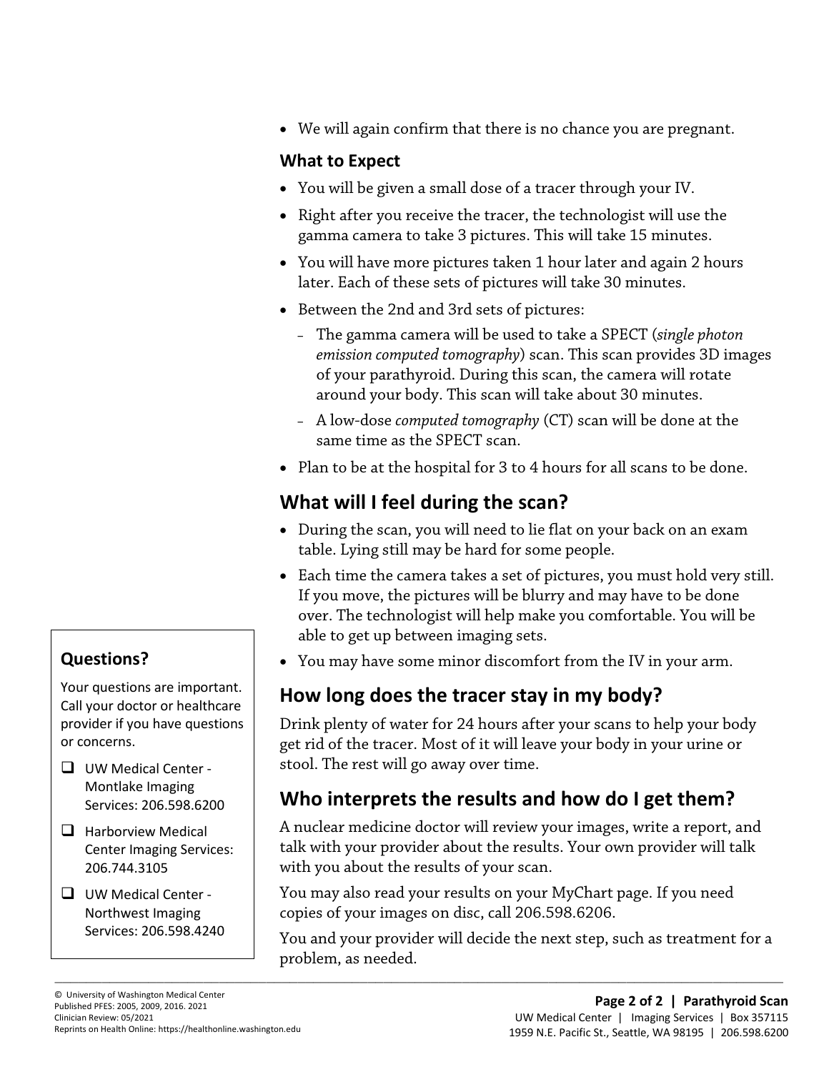- We will again confirm that there is no chance you are pregnant.

### What to Expect

- You will be given a small dose of a tracer through your IV.
- Right after you receive the tracer, the technologist will use the gamma camera to take 3 pictures. This will take 15 minutes.
- You will have more pictures taken 1 hour later and again 2 hours later. Each of these sets of pictures will take 30 minutes.
- Between the 2nd and 3rd sets of pictures:
  - The gamma camera will be used to take a SPECT (*single photon emission computed tomography*) scan. This scan provides 3D images of your parathyroid. During this scan, the camera will rotate around your body. This scan will take about 30 minutes.
  - A low-dose *computed tomography* (CT) scan will be done at the same time as the SPECT scan.
- Plan to be at the hospital for 3 to 4 hours for all scans to be done.

## What will I feel during the scan?

- During the scan, you will need to lie flat on your back on an exam table. Lying still may be hard for some people.
- Each time the camera takes a set of pictures, you must hold very still. If you move, the pictures will be blurry and may have to be done over. The technologist will help make you comfortable. You will be able to get up between imaging sets.
- You may have some minor discomfort from the IV in your arm.

## How long does the tracer stay in my body?

Drink plenty of water for 24 hours after your scans to help your body get rid of the tracer. Most of it will leave your body in your urine or stool. The rest will go away over time.

## Who interprets the results and how do I get them?

A nuclear medicine doctor will review your images, write a report, and talk with your provider about the results. Your own provider will talk with you about the results of your scan.

You may also read your results on your MyChart page. If you need copies of your images on disc, call 206.598.6206.

You and your provider will decide the next step, such as treatment for a problem, as needed.

### Questions?

Your questions are important. Call your doctor or healthcare provider if you have questions or concerns.

- ❑ UW Medical Center - Montlake Imaging Services: 206.598.6200
- ❑ Harborview Medical Center Imaging Services: 206.744.3105
- ❑ UW Medical Center - Northwest Imaging Services: 206.598.4240

© University of Washington Medical Center
Published PFES: 2005, 2009, 2016. 2021
Clinician Review: 05/2021
Reprints on Health Online: https://healthonline.washington.edu

UW Medical Center | Imaging Services | Box 357115
1959 N.E. Pacific St., Seattle, WA 98195 | 206.598.6200